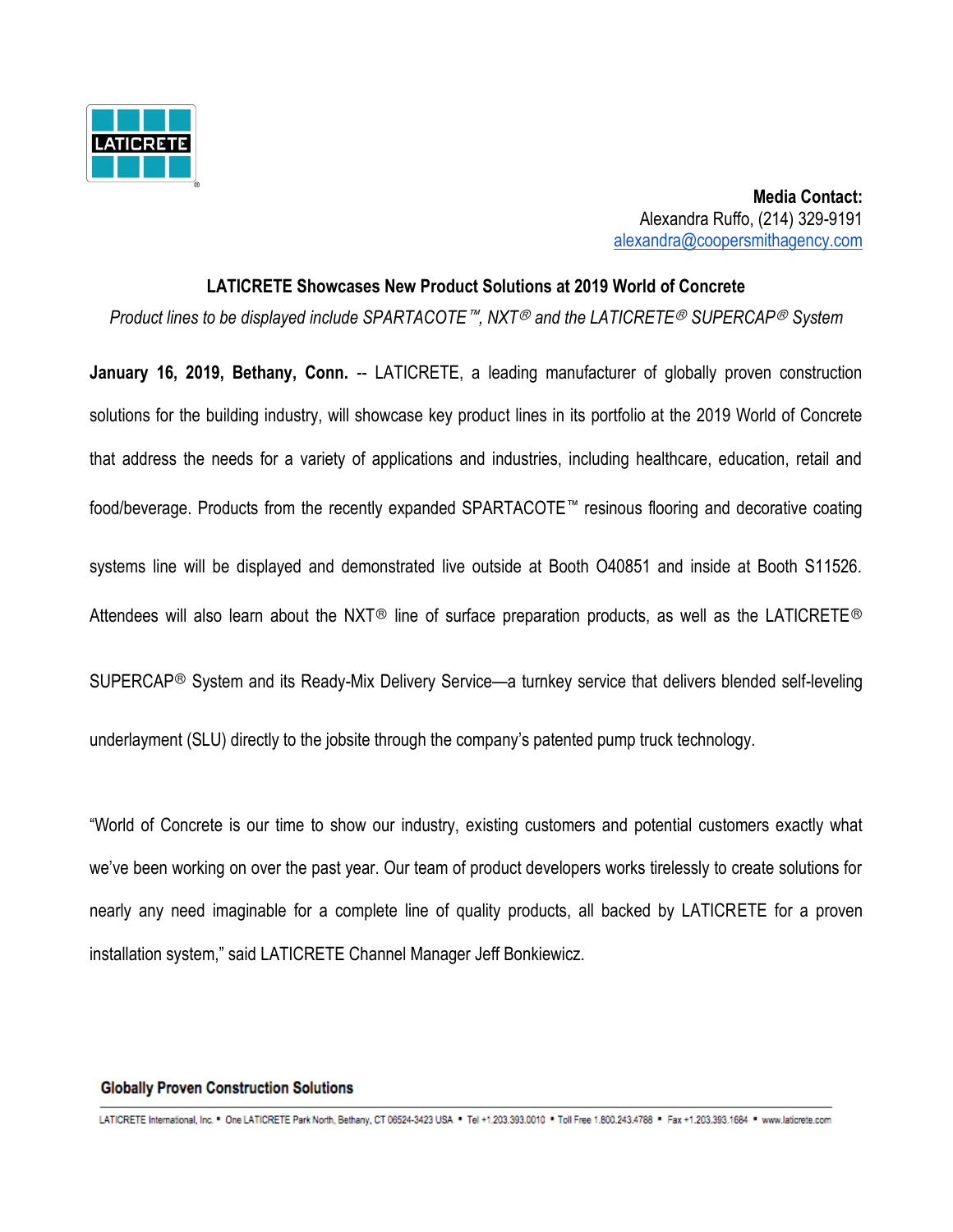**Media Contact:**
Alexandra Ruffo, (214) 329-9191
alexandra@coopersmithagency.com

## LATICRETE Showcases New Product Solutions at 2019 World of Concrete

*Product lines to be displayed include SPARTACOTE™, NXT® and the LATICRETE® SUPERCAP® System*

**January 16, 2019, Bethany, Conn.** -- LATICRETE, a leading manufacturer of globally proven construction solutions for the building industry, will showcase key product lines in its portfolio at the 2019 World of Concrete that address the needs for a variety of applications and industries, including healthcare, education, retail and food/beverage. Products from the recently expanded SPARTACOTE™ resinous flooring and decorative coating systems line will be displayed and demonstrated live outside at Booth O40851 and inside at Booth S11526. Attendees will also learn about the NXT® line of surface preparation products, as well as the LATICRETE® SUPERCAP® System and its Ready-Mix Delivery Service—a turnkey service that delivers blended self-leveling underlayment (SLU) directly to the jobsite through the company's patented pump truck technology.

"World of Concrete is our time to show our industry, existing customers and potential customers exactly what we've been working on over the past year. Our team of product developers works tirelessly to create solutions for nearly any need imaginable for a complete line of quality products, all backed by LATICRETE for a proven installation system," said LATICRETE Channel Manager Jeff Bonkiewicz.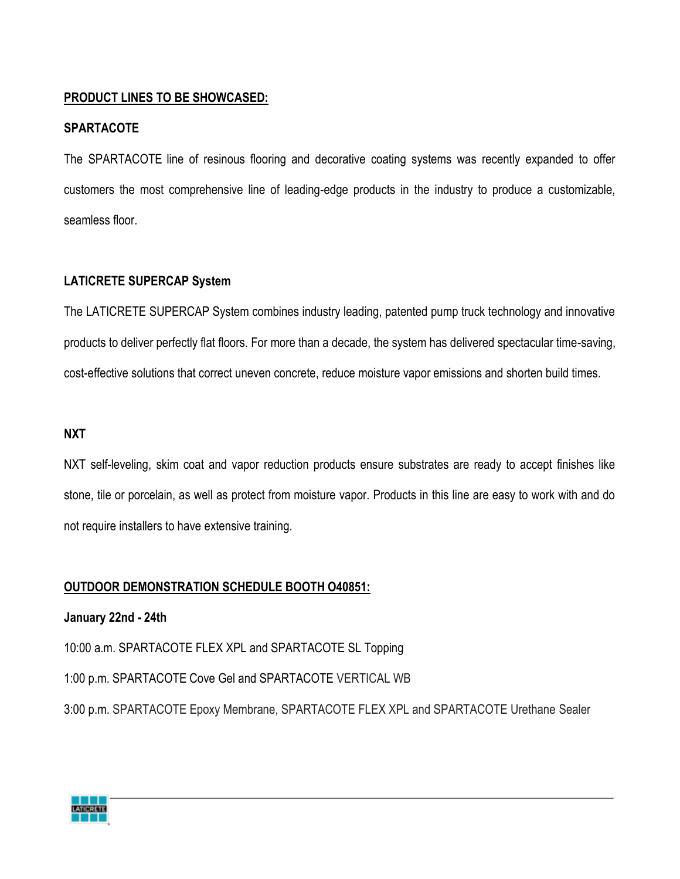**PRODUCT LINES TO BE SHOWCASED:**

**SPARTACOTE**

The SPARTACOTE line of resinous flooring and decorative coating systems was recently expanded to offer customers the most comprehensive line of leading-edge products in the industry to produce a customizable, seamless floor.

**LATICRETE SUPERCAP System**

The LATICRETE SUPERCAP System combines industry leading, patented pump truck technology and innovative products to deliver perfectly flat floors. For more than a decade, the system has delivered spectacular time-saving, cost-effective solutions that correct uneven concrete, reduce moisture vapor emissions and shorten build times.

**NXT**

NXT self-leveling, skim coat and vapor reduction products ensure substrates are ready to accept finishes like stone, tile or porcelain, as well as protect from moisture vapor. Products in this line are easy to work with and do not require installers to have extensive training.

**OUTDOOR DEMONSTRATION SCHEDULE BOOTH O40851:**

**January 22nd - 24th**

10:00 a.m. SPARTACOTE FLEX XPL and SPARTACOTE SL Topping

1:00 p.m. SPARTACOTE Cove Gel and SPARTACOTE VERTICAL WB

3:00 p.m. SPARTACOTE Epoxy Membrane, SPARTACOTE FLEX XPL and SPARTACOTE Urethane Sealer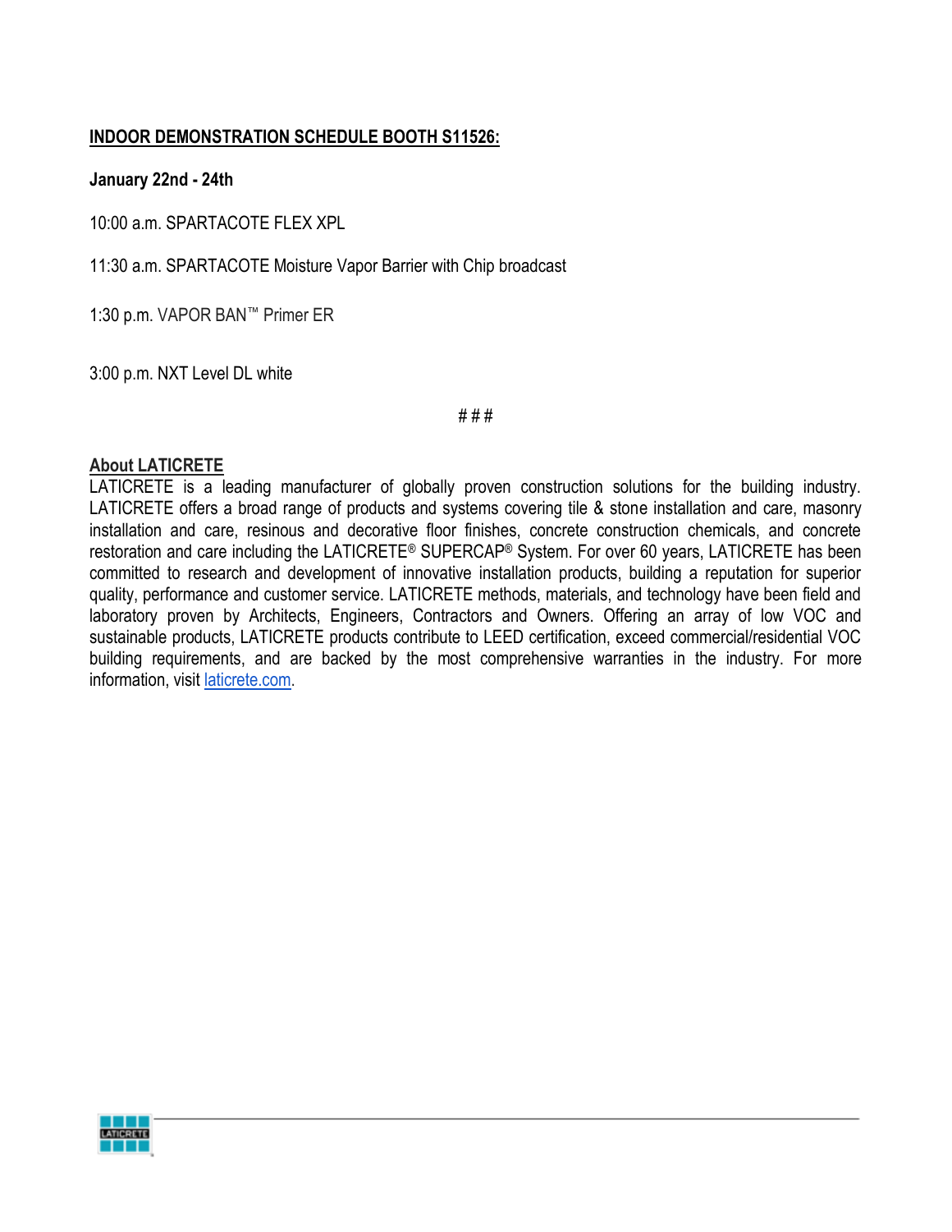**INDOOR DEMONSTRATION SCHEDULE BOOTH S11526:**

**January 22nd - 24th**

10:00 a.m. SPARTACOTE FLEX XPL

11:30 a.m. SPARTACOTE Moisture Vapor Barrier with Chip broadcast

1:30 p.m. VAPOR BAN™ Primer ER

3:00 p.m. NXT Level DL white

###

**About LATICRETE**

LATICRETE is a leading manufacturer of globally proven construction solutions for the building industry. LATICRETE offers a broad range of products and systems covering tile & stone installation and care, masonry installation and care, resinous and decorative floor finishes, concrete construction chemicals, and concrete restoration and care including the LATICRETE® SUPERCAP® System. For over 60 years, LATICRETE has been committed to research and development of innovative installation products, building a reputation for superior quality, performance and customer service. LATICRETE methods, materials, and technology have been field and laboratory proven by Architects, Engineers, Contractors and Owners. Offering an array of low VOC and sustainable products, LATICRETE products contribute to LEED certification, exceed commercial/residential VOC building requirements, and are backed by the most comprehensive warranties in the industry. For more information, visit laticrete.com.